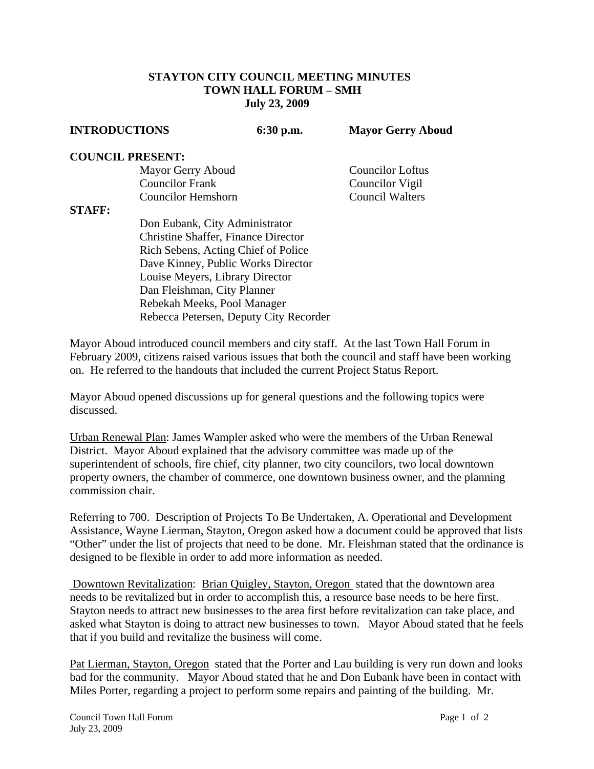**STAYTON CITY COUNCIL MEETING MINUTES**
**TOWN HALL FORUM – SMH**
**July 23, 2009**

**INTRODUCTIONS** **6:30 p.m.** **Mayor Gerry Aboud**

**COUNCIL PRESENT:**

Mayor Gerry Aboud
Councilor Frank
Councilor Hemshorn
Councilor Loftus
Councilor Vigil
Council Walters

**STAFF:**

Don Eubank, City Administrator
Christine Shaffer, Finance Director
Rich Sebens, Acting Chief of Police
Dave Kinney, Public Works Director
Louise Meyers, Library Director
Dan Fleishman, City Planner
Rebekah Meeks, Pool Manager
Rebecca Petersen, Deputy City Recorder

Mayor Aboud introduced council members and city staff. At the last Town Hall Forum in February 2009, citizens raised various issues that both the council and staff have been working on. He referred to the handouts that included the current Project Status Report.

Mayor Aboud opened discussions up for general questions and the following topics were discussed.

Urban Renewal Plan: James Wampler asked who were the members of the Urban Renewal District. Mayor Aboud explained that the advisory committee was made up of the superintendent of schools, fire chief, city planner, two city councilors, two local downtown property owners, the chamber of commerce, one downtown business owner, and the planning commission chair.

Referring to 700. Description of Projects To Be Undertaken, A. Operational and Development Assistance, Wayne Lierman, Stayton, Oregon asked how a document could be approved that lists "Other" under the list of projects that need to be done. Mr. Fleishman stated that the ordinance is designed to be flexible in order to add more information as needed.

Downtown Revitalization: Brian Quigley, Stayton, Oregon stated that the downtown area needs to be revitalized but in order to accomplish this, a resource base needs to be here first. Stayton needs to attract new businesses to the area first before revitalization can take place, and asked what Stayton is doing to attract new businesses to town. Mayor Aboud stated that he feels that if you build and revitalize the business will come.

Pat Lierman, Stayton, Oregon stated that the Porter and Lau building is very run down and looks bad for the community. Mayor Aboud stated that he and Don Eubank have been in contact with Miles Porter, regarding a project to perform some repairs and painting of the building. Mr.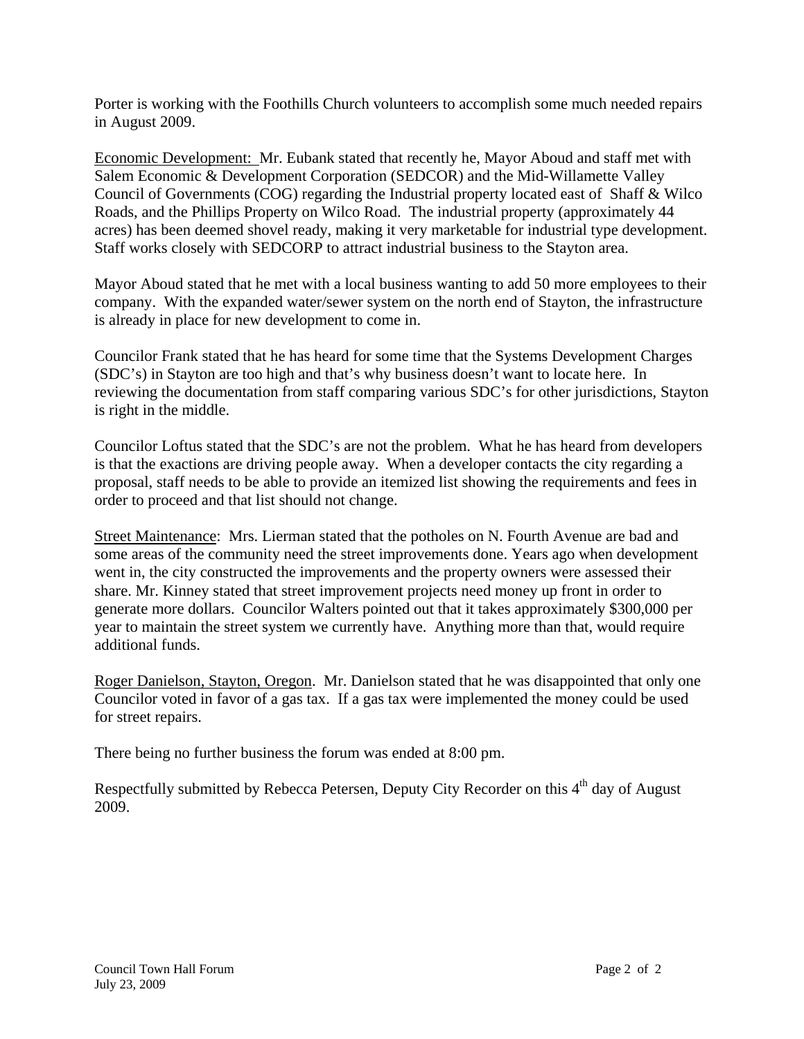Porter is working with the Foothills Church volunteers to accomplish some much needed repairs in August 2009.

Economic Development: Mr. Eubank stated that recently he, Mayor Aboud and staff met with Salem Economic & Development Corporation (SEDCOR) and the Mid-Willamette Valley Council of Governments (COG) regarding the Industrial property located east of Shaff & Wilco Roads, and the Phillips Property on Wilco Road. The industrial property (approximately 44 acres) has been deemed shovel ready, making it very marketable for industrial type development. Staff works closely with SEDCORP to attract industrial business to the Stayton area.

Mayor Aboud stated that he met with a local business wanting to add 50 more employees to their company. With the expanded water/sewer system on the north end of Stayton, the infrastructure is already in place for new development to come in.

Councilor Frank stated that he has heard for some time that the Systems Development Charges (SDC's) in Stayton are too high and that's why business doesn't want to locate here. In reviewing the documentation from staff comparing various SDC's for other jurisdictions, Stayton is right in the middle.

Councilor Loftus stated that the SDC's are not the problem. What he has heard from developers is that the exactions are driving people away. When a developer contacts the city regarding a proposal, staff needs to be able to provide an itemized list showing the requirements and fees in order to proceed and that list should not change.

Street Maintenance: Mrs. Lierman stated that the potholes on N. Fourth Avenue are bad and some areas of the community need the street improvements done. Years ago when development went in, the city constructed the improvements and the property owners were assessed their share. Mr. Kinney stated that street improvement projects need money up front in order to generate more dollars. Councilor Walters pointed out that it takes approximately $300,000 per year to maintain the street system we currently have. Anything more than that, would require additional funds.

Roger Danielson, Stayton, Oregon. Mr. Danielson stated that he was disappointed that only one Councilor voted in favor of a gas tax. If a gas tax were implemented the money could be used for street repairs.

There being no further business the forum was ended at 8:00 pm.

Respectfully submitted by Rebecca Petersen, Deputy City Recorder on this 4th day of August 2009.